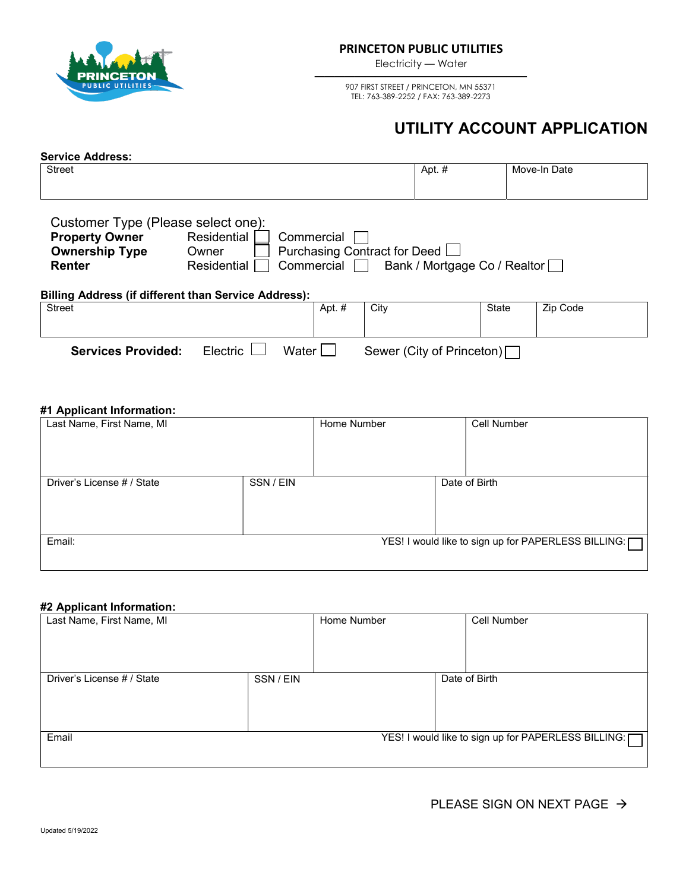# PRINCETON PUBLIC UTILITIES

Electricity — Water

907 FIRST STREET / PRINCETON, MN 55371
TEL: 763-389-2252 / FAX: 763-389-2273

## UTILITY ACCOUNT APPLICATION

**Service Address:**

| Street | Apt. # | Move-In Date |
|---|---|---|
| | | |

Customer Type (Please select one):

**Property Owner** Residential ☐ Commercial ☐
**Ownership Type** Owner ☐ Purchasing Contract for Deed ☐
**Renter** Residential ☐ Commercial ☐ Bank / Mortgage Co / Realtor ☐

**Billing Address (if different than Service Address):**

| Street | Apt. # | City | State | Zip Code |
|---|---|---|---|---|
| | | | | |

**Services Provided:** Electric ☐ Water ☐ Sewer (City of Princeton) ☐

**#1 Applicant Information:**

| Last Name, First Name, MI | Home Number | Cell Number |
|---|---|---|
| | | |
| **Driver's License # / State** | **SSN / EIN** | **Date of Birth** |
| | | |
| **Email:** | | YES! I would like to sign up for PAPERLESS BILLING: ☐ |

**#2 Applicant Information:**

| Last Name, First Name, MI | Home Number | Cell Number |
|---|---|---|
| | | |
| **Driver's License # / State** | **SSN / EIN** | **Date of Birth** |
| | | |
| **Email** | | YES! I would like to sign up for PAPERLESS BILLING: ☐ |

PLEASE SIGN ON NEXT PAGE →

Updated 5/19/2022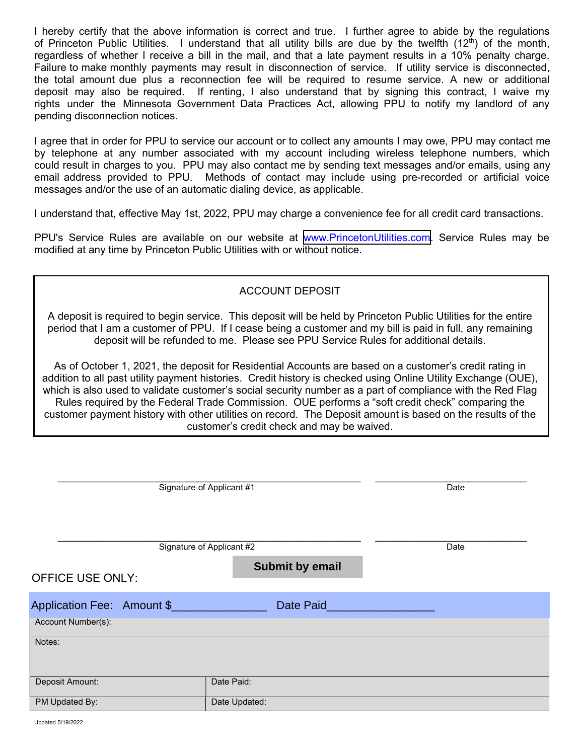I hereby certify that the above information is correct and true. I further agree to abide by the regulations of Princeton Public Utilities. I understand that all utility bills are due by the twelfth (12th) of the month, regardless of whether I receive a bill in the mail, and that a late payment results in a 10% penalty charge. Failure to make monthly payments may result in disconnection of service. If utility service is disconnected, the total amount due plus a reconnection fee will be required to resume service. A new or additional deposit may also be required. If renting, I also understand that by signing this contract, I waive my rights under the Minnesota Government Data Practices Act, allowing PPU to notify my landlord of any pending disconnection notices.

I agree that in order for PPU to service our account or to collect any amounts I may owe, PPU may contact me by telephone at any number associated with my account including wireless telephone numbers, which could result in charges to you. PPU may also contact me by sending text messages and/or emails, using any email address provided to PPU. Methods of contact may include using pre-recorded or artificial voice messages and/or the use of an automatic dialing device, as applicable.

I understand that, effective May 1st, 2022, PPU may charge a convenience fee for all credit card transactions.

PPU's Service Rules are available on our website at www.PrincetonUtilities.com. Service Rules may be modified at any time by Princeton Public Utilities with or without notice.

## ACCOUNT DEPOSIT

A deposit is required to begin service. This deposit will be held by Princeton Public Utilities for the entire period that I am a customer of PPU. If I cease being a customer and my bill is paid in full, any remaining deposit will be refunded to me. Please see PPU Service Rules for additional details.

As of October 1, 2021, the deposit for Residential Accounts are based on a customer's credit rating in addition to all past utility payment histories. Credit history is checked using Online Utility Exchange (OUE), which is also used to validate customer's social security number as a part of compliance with the Red Flag Rules required by the Federal Trade Commission. OUE performs a "soft credit check" comparing the customer payment history with other utilities on record. The Deposit amount is based on the results of the customer's credit check and may be waived.

\_\_\_\_\_\_\_\_\_\_\_\_\_\_\_\_\_\_\_\_\_\_\_\_\_\_\_\_\_\_\_\_\_\_\_\_\_\_\_\_ \_\_\_\_\_\_\_\_\_\_\_\_\_\_\_\_\_\_\_\_
Signature of Applicant #1 Date

\_\_\_\_\_\_\_\_\_\_\_\_\_\_\_\_\_\_\_\_\_\_\_\_\_\_\_\_\_\_\_\_\_\_\_\_\_\_\_\_ \_\_\_\_\_\_\_\_\_\_\_\_\_\_\_\_\_\_\_\_
Signature of Applicant #2 Date

**Submit by email**

OFFICE USE ONLY:

Application Fee: Amount $\_\_\_\_\_\_\_\_\_\_\_\_\_\_ Date Paid\_\_\_\_\_\_\_\_\_\_\_\_\_\_\_\_

| | |
|---|---|
| Account Number(s): | |
| Notes: | |
| Deposit Amount: | Date Paid: |
| PM Updated By: | Date Updated: |

Updated 5/19/2022